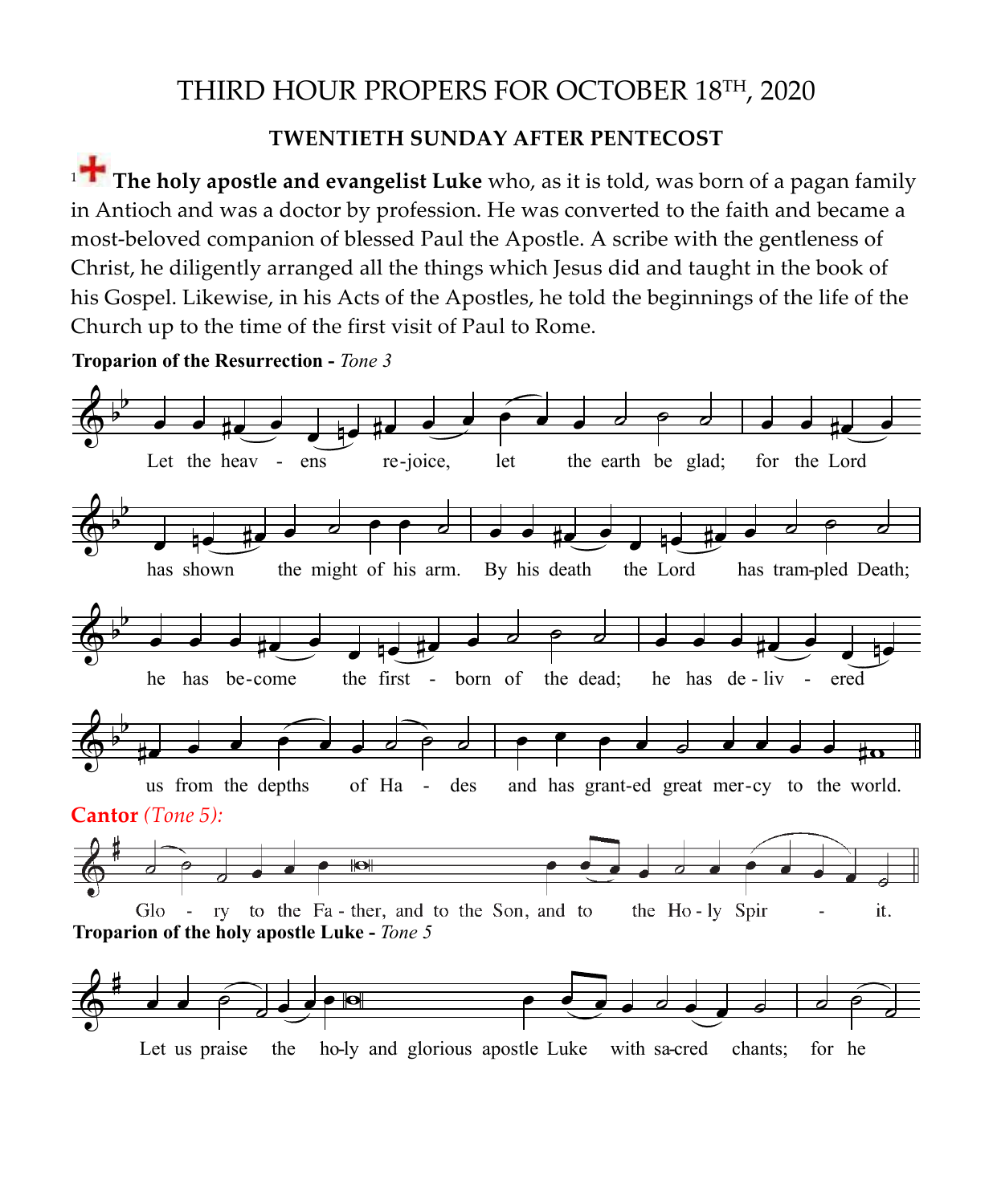# THIRD HOUR PROPERS FOR OCTOBER 18TH, 2020

**TWENTIETH SUNDAY AFTER PENTECOST**

[1] **The holy apostle and evangelist Luke** who, as it is told, was born of a pagan family in Antioch and was a doctor by profession. He was converted to the faith and became a most-beloved companion of blessed Paul the Apostle. A scribe with the gentleness of Christ, he diligently arranged all the things which Jesus did and taught in the book of his Gospel. Likewise, in his Acts of the Apostles, he told the beginnings of the life of the Church up to the time of the first visit of Paul to Rome.

**Troparion of the Resurrection -** *Tone 3*

Let the heav - ens re-joice, let the earth be glad; for the Lord has shown the might of his arm. By his death the Lord has tram-pled Death; he has be-come the first - born of the dead; he has de - liv - ered us from the depths of Ha - des and has grant-ed great mer-cy to the world.

**Cantor** *(Tone 5):*

Glo - ry to the Fa - ther, and to the Son, and to the Ho - ly Spir - it.

**Troparion of the holy apostle Luke -** *Tone 5*

Let us praise the ho-ly and glorious apostle Luke with sa-cred chants; for he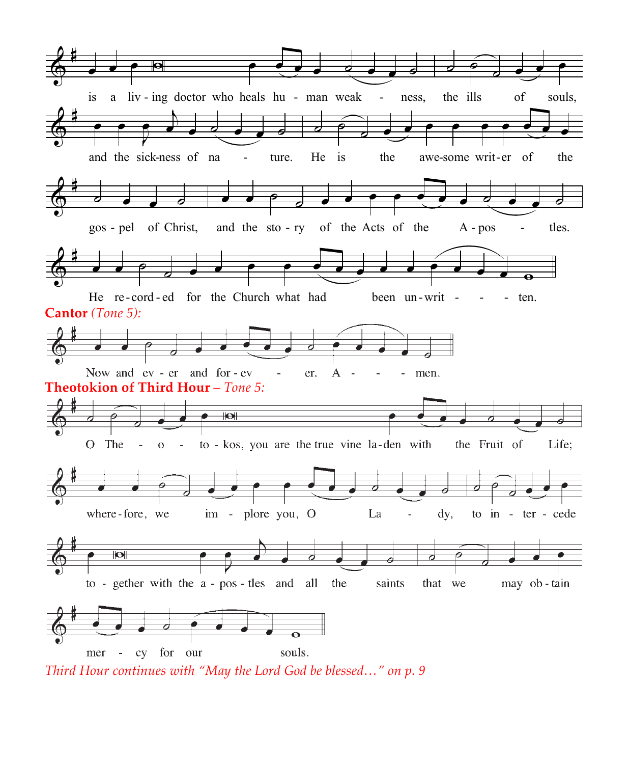is a liv - ing doctor who heals hu - man weak - ness, the ills of souls, and the sick-ness of na - ture. He is the awe-some writ-er of the gos - pel of Christ, and the sto - ry of the Acts of the A - pos - tles. He re-cord - ed for the Church what had been un-writ - - - ten.

**Cantor** *(Tone 5):*

Now and ev - er and for - ev - er. A - - - men.

**Theotokion of Third Hour** – *Tone 5:*

O The - o - to - kos, you are the true vine la-den with the Fruit of Life; where-fore, we im - plore you, O La - dy, to in - ter - cede to - gether with the a - pos - tles and all the saints that we may ob - tain mer - cy for our souls.

*Third Hour continues with "May the Lord God be blessed…" on p. 9*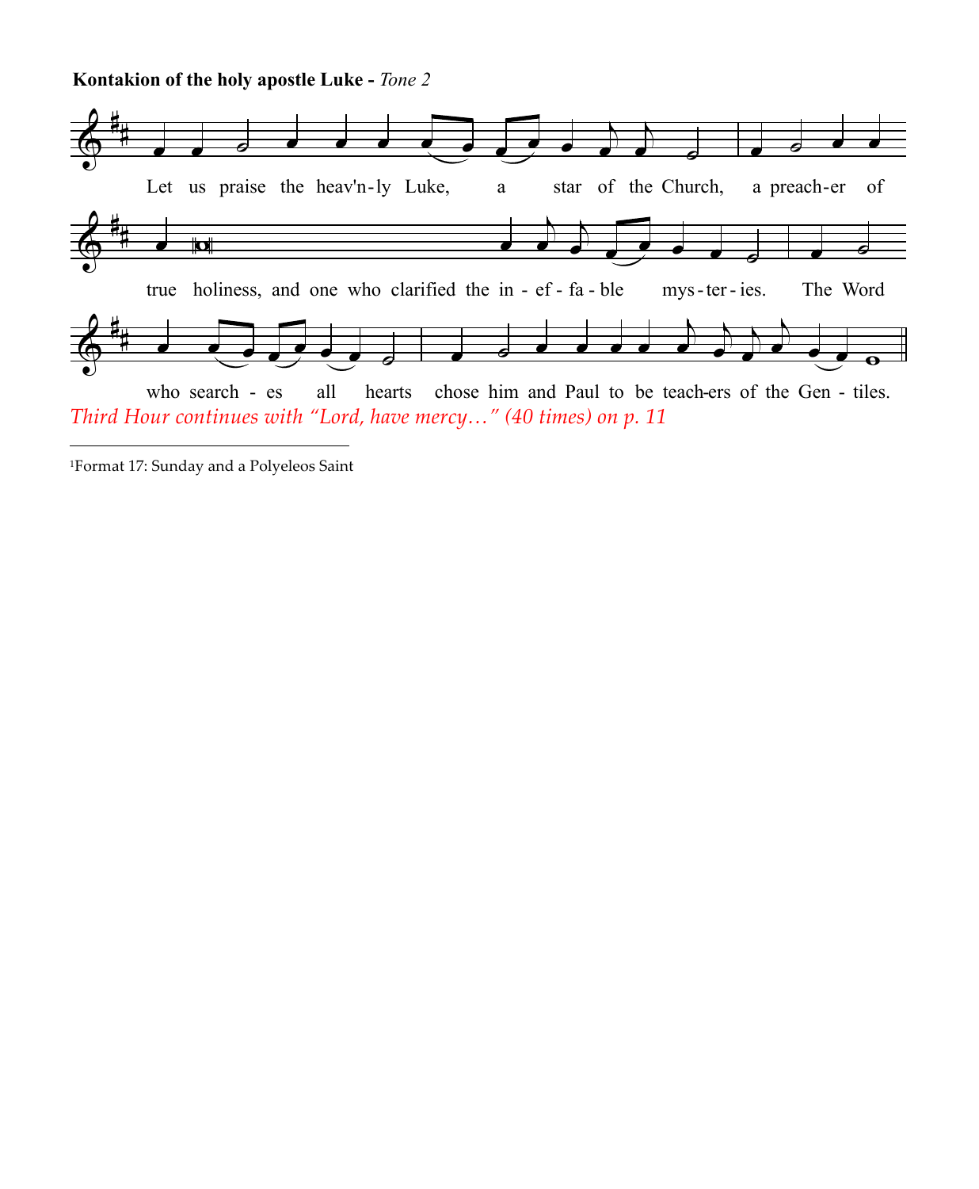**Kontakion of the holy apostle Luke -** *Tone 2*

Let us praise the heav'n-ly Luke, a star of the Church, a preach-er of true holiness, and one who clarified the in-ef-fa-ble mys-ter-ies. The Word who search-es all hearts chose him and Paul to be teach-ers of the Gen-tiles.

*Third Hour continues with "Lord, have mercy…" (40 times) on p. 11*

---

[1]Format 17: Sunday and a Polyeleos Saint